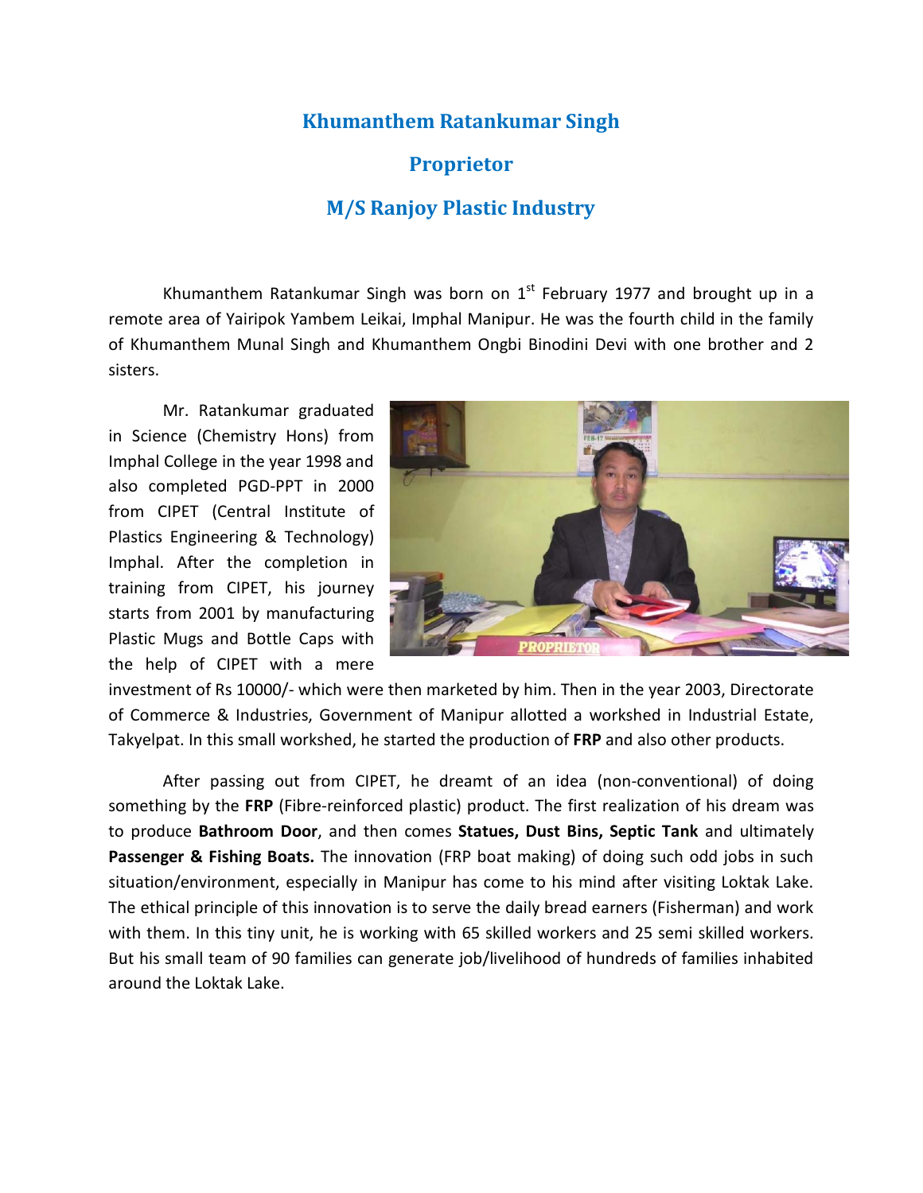# Khumanthem Ratankumar Singh

## Proprietor

## M/S Ranjoy Plastic Industry

Khumanthem Ratankumar Singh was born on 1st February 1977 and brought up in a remote area of Yairipok Yambem Leikai, Imphal Manipur. He was the fourth child in the family of Khumanthem Munal Singh and Khumanthem Ongbi Binodini Devi with one brother and 2 sisters.

Mr. Ratankumar graduated in Science (Chemistry Hons) from Imphal College in the year 1998 and also completed PGD-PPT in 2000 from CIPET (Central Institute of Plastics Engineering & Technology) Imphal. After the completion in training from CIPET, his journey starts from 2001 by manufacturing Plastic Mugs and Bottle Caps with the help of CIPET with a mere investment of Rs 10000/- which were then marketed by him. Then in the year 2003, Directorate of Commerce & Industries, Government of Manipur allotted a workshed in Industrial Estate, Takyelpat. In this small workshed, he started the production of **FRP** and also other products.

After passing out from CIPET, he dreamt of an idea (non-conventional) of doing something by the **FRP** (Fibre-reinforced plastic) product. The first realization of his dream was to produce **Bathroom Door**, and then comes **Statues, Dust Bins, Septic Tank** and ultimately **Passenger & Fishing Boats.** The innovation (FRP boat making) of doing such odd jobs in such situation/environment, especially in Manipur has come to his mind after visiting Loktak Lake. The ethical principle of this innovation is to serve the daily bread earners (Fisherman) and work with them. In this tiny unit, he is working with 65 skilled workers and 25 semi skilled workers. But his small team of 90 families can generate job/livelihood of hundreds of families inhabited around the Loktak Lake.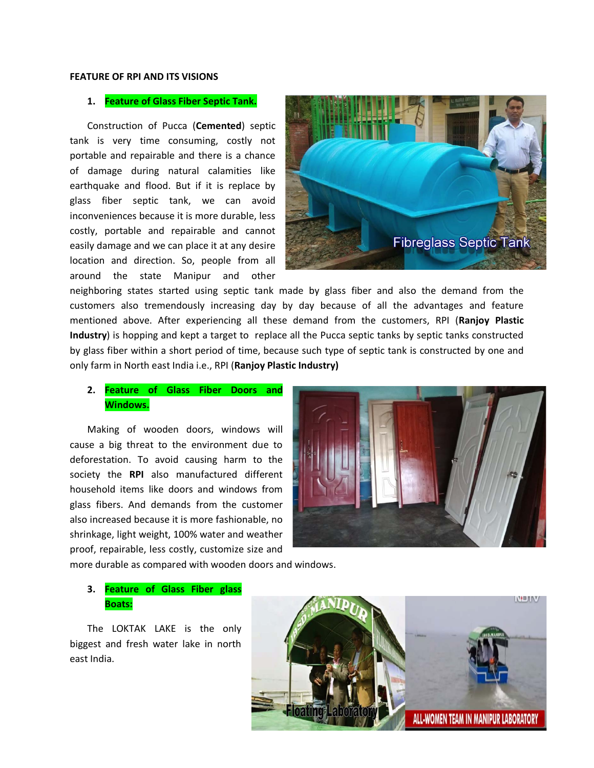**FEATURE OF RPI AND ITS VISIONS**

1. **Feature of Glass Fiber Septic Tank.**

Construction of Pucca (**Cemented**) septic tank is very time consuming, costly not portable and repairable and there is a chance of damage during natural calamities like earthquake and flood. But if it is replace by glass fiber septic tank, we can avoid inconveniences because it is more durable, less costly, portable and repairable and cannot easily damage and we can place it at any desire location and direction. So, people from all around the state Manipur and other neighboring states started using septic tank made by glass fiber and also the demand from the customers also tremendously increasing day by day because of all the advantages and feature mentioned above. After experiencing all these demand from the customers, RPI (**Ranjoy Plastic Industry**) is hopping and kept a target to replace all the Pucca septic tanks by septic tanks constructed by glass fiber within a short period of time, because such type of septic tank is constructed by one and only farm in North east India i.e., RPI (**Ranjoy Plastic Industry)**

2. **Feature of Glass Fiber Doors and Windows.**

Making of wooden doors, windows will cause a big threat to the environment due to deforestation. To avoid causing harm to the society the **RPI** also manufactured different household items like doors and windows from glass fibers. And demands from the customer also increased because it is more fashionable, no shrinkage, light weight, 100% water and weather proof, repairable, less costly, customize size and more durable as compared with wooden doors and windows.

3. **Feature of Glass Fiber glass Boats:**

The LOKTAK LAKE is the only biggest and fresh water lake in north east India.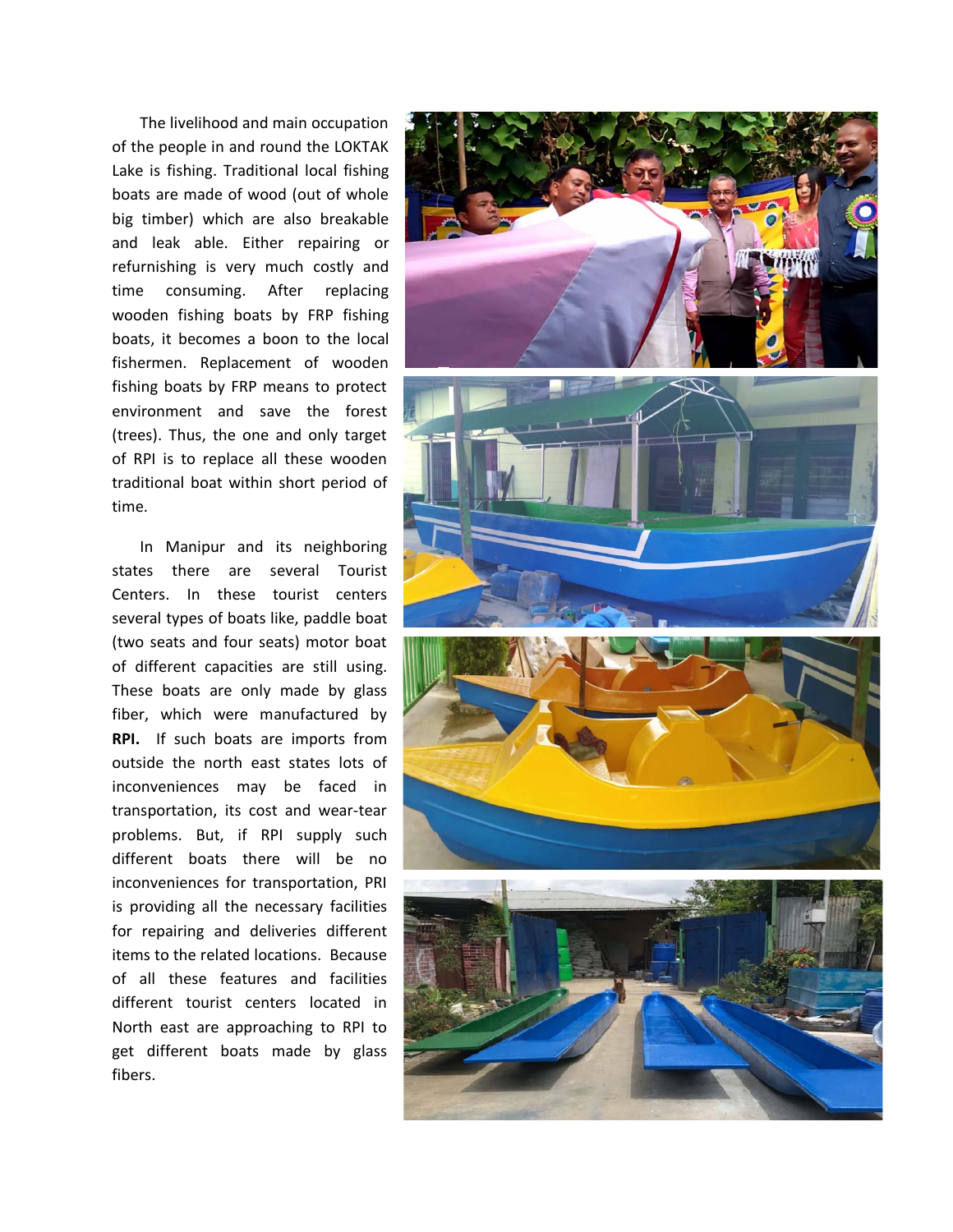The livelihood and main occupation of the people in and round the LOKTAK Lake is fishing. Traditional local fishing boats are made of wood (out of whole big timber) which are also breakable and leak able. Either repairing or refurnishing is very much costly and time consuming. After replacing wooden fishing boats by FRP fishing boats, it becomes a boon to the local fishermen. Replacement of wooden fishing boats by FRP means to protect environment and save the forest (trees). Thus, the one and only target of RPI is to replace all these wooden traditional boat within short period of time.

In Manipur and its neighboring states there are several Tourist Centers. In these tourist centers several types of boats like, paddle boat (two seats and four seats) motor boat of different capacities are still using. These boats are only made by glass fiber, which were manufactured by **RPI.** If such boats are imports from outside the north east states lots of inconveniences may be faced in transportation, its cost and wear-tear problems. But, if RPI supply such different boats there will be no inconveniences for transportation, PRI is providing all the necessary facilities for repairing and deliveries different items to the related locations. Because of all these features and facilities different tourist centers located in North east are approaching to RPI to get different boats made by glass fibers.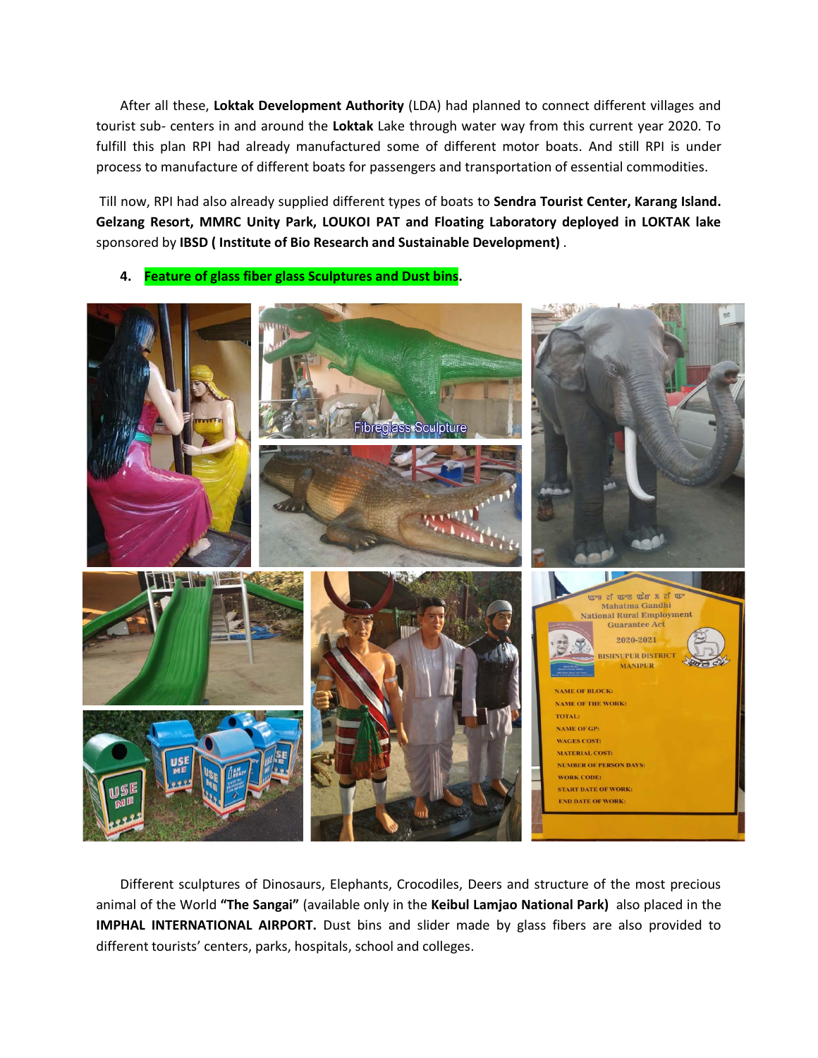After all these, **Loktak Development Authority** (LDA) had planned to connect different villages and tourist sub- centers in and around the **Loktak** Lake through water way from this current year 2020. To fulfill this plan RPI had already manufactured some of different motor boats. And still RPI is under process to manufacture of different boats for passengers and transportation of essential commodities.

Till now, RPI had also already supplied different types of boats to **Sendra Tourist Center, Karang Island. Gelzang Resort, MMRC Unity Park, LOUKOI PAT and Floating Laboratory deployed in LOKTAK lake** sponsored by **IBSD ( Institute of Bio Research and Sustainable Development)** .

4. **Feature of glass fiber glass Sculptures and Dust bins.**

Different sculptures of Dinosaurs, Elephants, Crocodiles, Deers and structure of the most precious animal of the World **"The Sangai"** (available only in the **Keibul Lamjao National Park)** also placed in the **IMPHAL INTERNATIONAL AIRPORT.** Dust bins and slider made by glass fibers are also provided to different tourists' centers, parks, hospitals, school and colleges.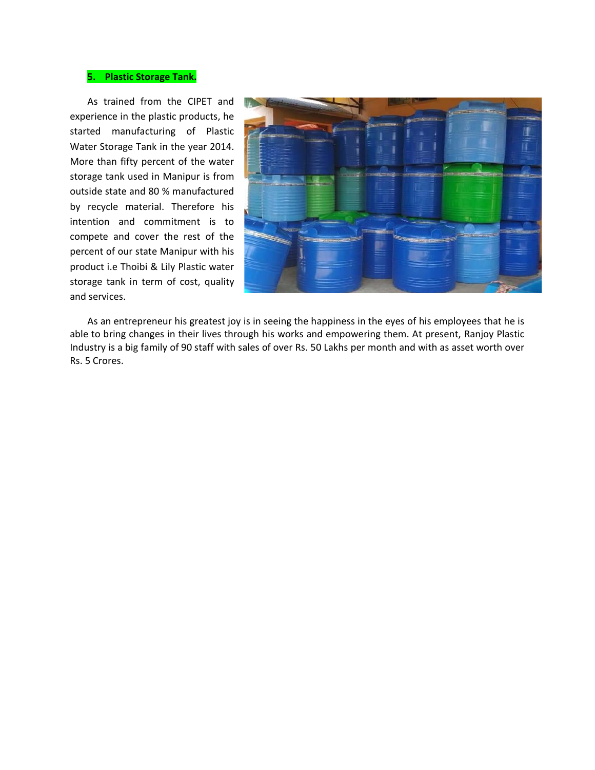**5. Plastic Storage Tank.**

As trained from the CIPET and experience in the plastic products, he started manufacturing of Plastic Water Storage Tank in the year 2014. More than fifty percent of the water storage tank used in Manipur is from outside state and 80 % manufactured by recycle material. Therefore his intention and commitment is to compete and cover the rest of the percent of our state Manipur with his product i.e Thoibi & Lily Plastic water storage tank in term of cost, quality and services.

As an entrepreneur his greatest joy is in seeing the happiness in the eyes of his employees that he is able to bring changes in their lives through his works and empowering them. At present, Ranjoy Plastic Industry is a big family of 90 staff with sales of over Rs. 50 Lakhs per month and with as asset worth over Rs. 5 Crores.